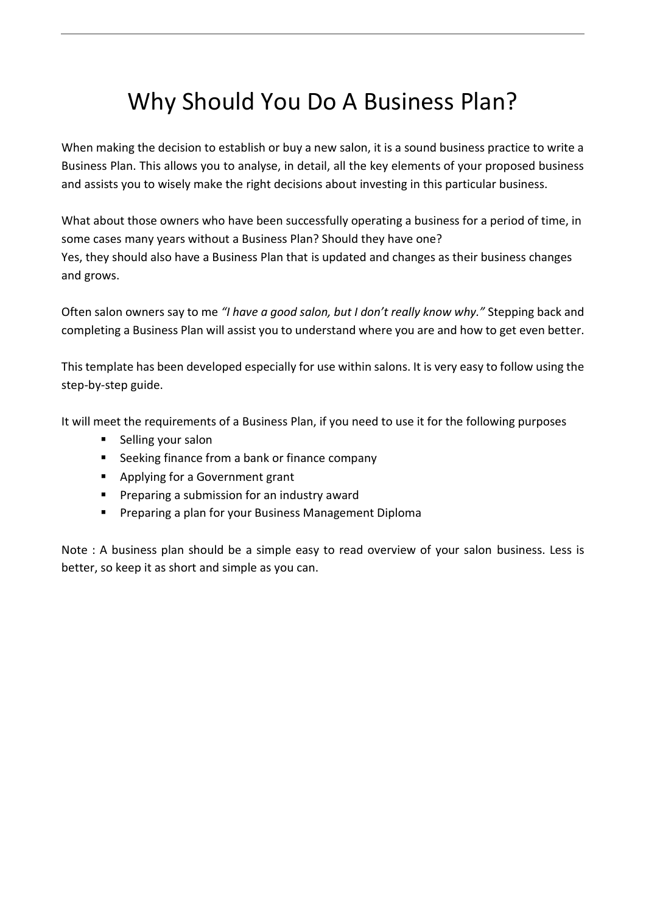# Why Should You Do A Business Plan?

When making the decision to establish or buy a new salon, it is a sound business practice to write a Business Plan. This allows you to analyse, in detail, all the key elements of your proposed business and assists you to wisely make the right decisions about investing in this particular business.

What about those owners who have been successfully operating a business for a period of time, in some cases many years without a Business Plan? Should they have one?
Yes, they should also have a Business Plan that is updated and changes as their business changes and grows.

Often salon owners say to me *"I have a good salon, but I don't really know why."* Stepping back and completing a Business Plan will assist you to understand where you are and how to get even better.

This template has been developed especially for use within salons. It is very easy to follow using the step-by-step guide.

It will meet the requirements of a Business Plan, if you need to use it for the following purposes

- Selling your salon
- Seeking finance from a bank or finance company
- Applying for a Government grant
- Preparing a submission for an industry award
- Preparing a plan for your Business Management Diploma

Note : A business plan should be a simple easy to read overview of your salon business. Less is better, so keep it as short and simple as you can.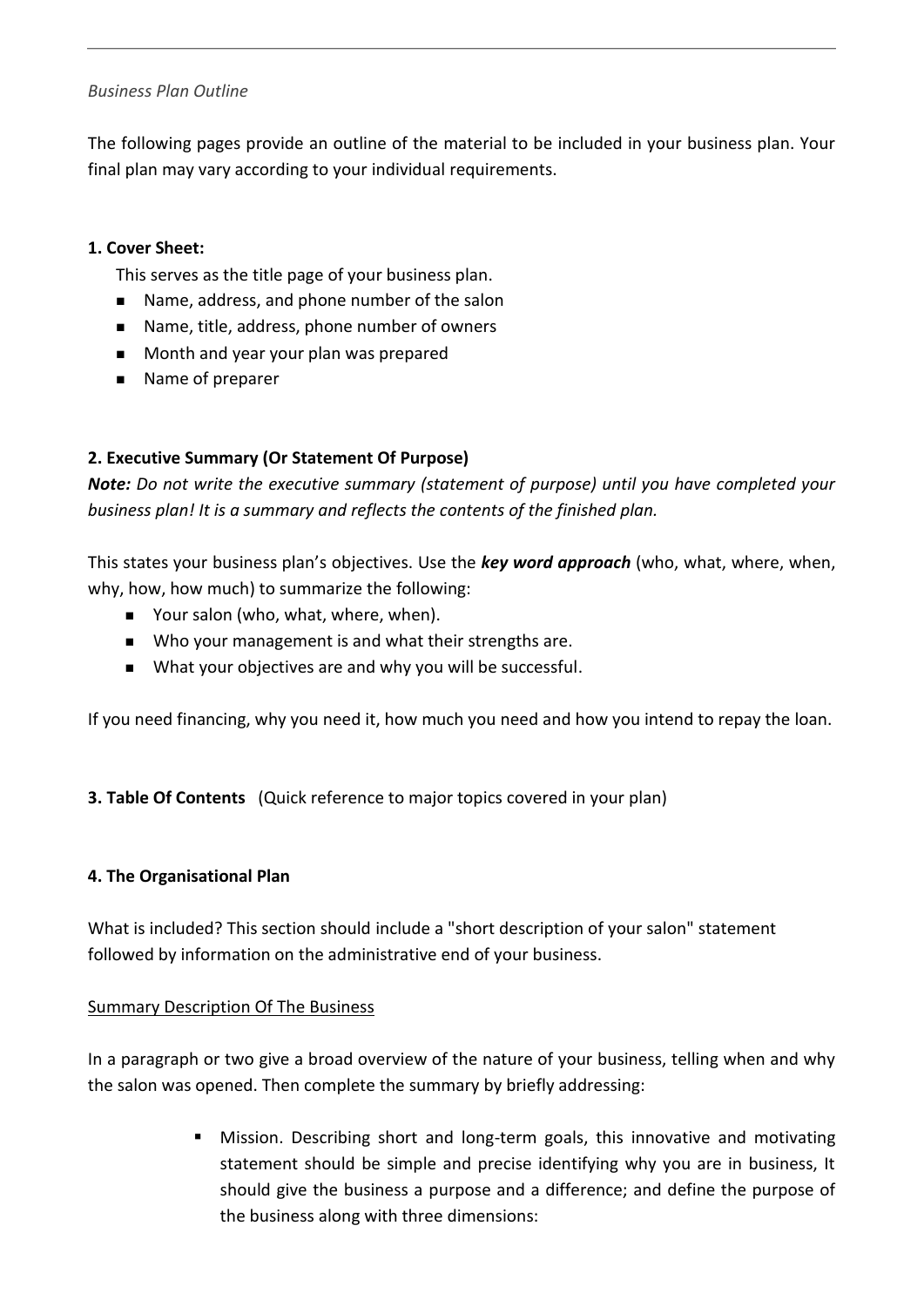*Business Plan Outline*

The following pages provide an outline of the material to be included in your business plan. Your final plan may vary according to your individual requirements.

**1. Cover Sheet:**

This serves as the title page of your business plan.

- Name, address, and phone number of the salon
- Name, title, address, phone number of owners
- Month and year your plan was prepared
- Name of preparer

**2. Executive Summary (Or Statement Of Purpose)**

***Note:*** *Do not write the executive summary (statement of purpose) until you have completed your business plan! It is a summary and reflects the contents of the finished plan.*

This states your business plan's objectives. Use the ***key word approach*** (who, what, where, when, why, how, how much) to summarize the following:

- Your salon (who, what, where, when).
- Who your management is and what their strengths are.
- What your objectives are and why you will be successful.

If you need financing, why you need it, how much you need and how you intend to repay the loan.

**3. Table Of Contents** (Quick reference to major topics covered in your plan)

**4. The Organisational Plan**

What is included? This section should include a "short description of your salon" statement followed by information on the administrative end of your business.

<u>Summary Description Of The Business</u>

In a paragraph or two give a broad overview of the nature of your business, telling when and why the salon was opened. Then complete the summary by briefly addressing:

- Mission. Describing short and long-term goals, this innovative and motivating statement should be simple and precise identifying why you are in business, It should give the business a purpose and a difference; and define the purpose of the business along with three dimensions: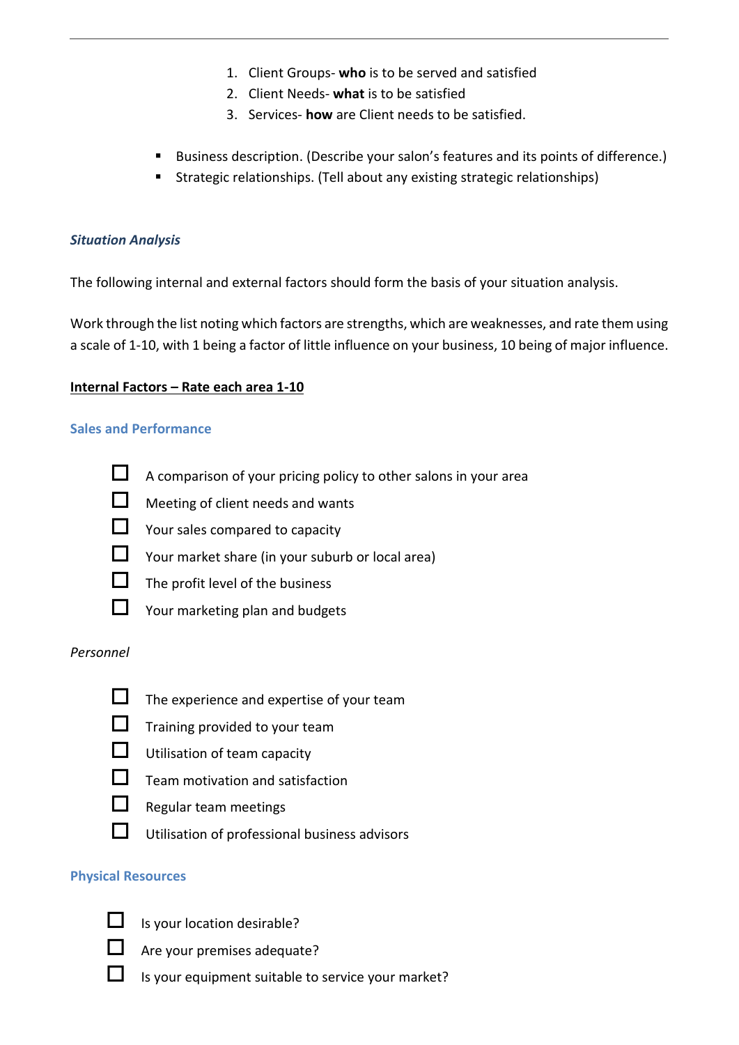1. Client Groups- **who** is to be served and satisfied
2. Client Needs- **what** is to be satisfied
3. Services- **how** are Client needs to be satisfied.

- Business description. (Describe your salon's features and its points of difference.)
- Strategic relationships. (Tell about any existing strategic relationships)

### *Situation Analysis*

The following internal and external factors should form the basis of your situation analysis.

Work through the list noting which factors are strengths, which are weaknesses, and rate them using a scale of 1-10, with 1 being a factor of little influence on your business, 10 being of major influence.

**<u>Internal Factors – Rate each area 1-10</u>**

#### Sales and Performance

- [ ] A comparison of your pricing policy to other salons in your area
- [ ] Meeting of client needs and wants
- [ ] Your sales compared to capacity
- [ ] Your market share (in your suburb or local area)
- [ ] The profit level of the business
- [ ] Your marketing plan and budgets

*Personnel*

- [ ] The experience and expertise of your team
- [ ] Training provided to your team
- [ ] Utilisation of team capacity
- [ ] Team motivation and satisfaction
- [ ] Regular team meetings
- [ ] Utilisation of professional business advisors

#### Physical Resources

- [ ] Is your location desirable?
- [ ] Are your premises adequate?
- [ ] Is your equipment suitable to service your market?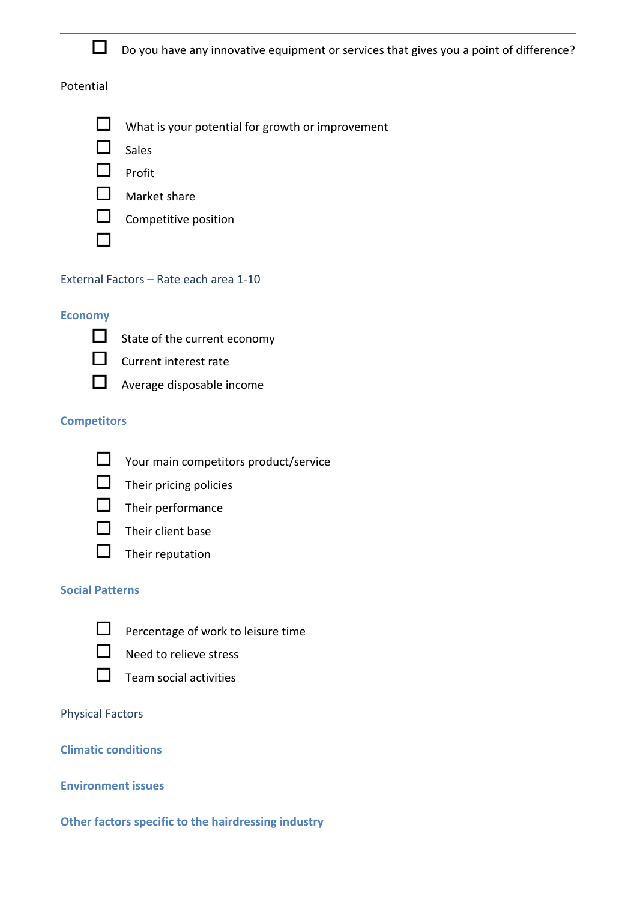- [ ] Do you have any innovative equipment or services that gives you a point of difference?

Potential

- [ ] What is your potential for growth or improvement
- [ ] Sales
- [ ] Profit
- [ ] Market share
- [ ] Competitive position
- [ ] 

## External Factors – Rate each area 1-10

### Economy

- [ ] State of the current economy
- [ ] Current interest rate
- [ ] Average disposable income

### Competitors

- [ ] Your main competitors product/service
- [ ] Their pricing policies
- [ ] Their performance
- [ ] Their client base
- [ ] Their reputation

### Social Patterns

- [ ] Percentage of work to leisure time
- [ ] Need to relieve stress
- [ ] Team social activities

## Physical Factors

### Climatic conditions

### Environment issues

### Other factors specific to the hairdressing industry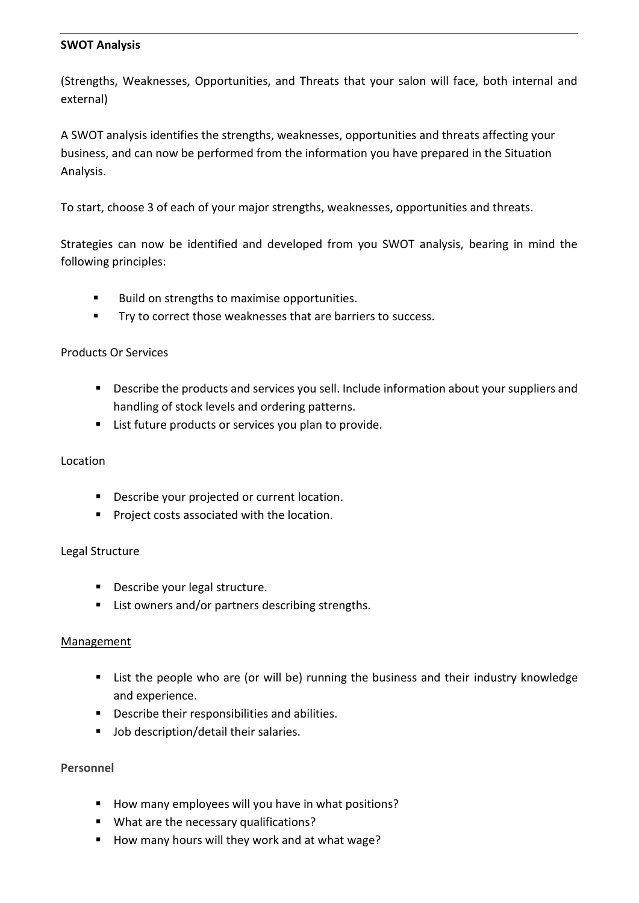**SWOT Analysis**

(Strengths, Weaknesses, Opportunities, and Threats that your salon will face, both internal and external)

A SWOT analysis identifies the strengths, weaknesses, opportunities and threats affecting your business, and can now be performed from the information you have prepared in the Situation Analysis.

To start, choose 3 of each of your major strengths, weaknesses, opportunities and threats.

Strategies can now be identified and developed from you SWOT analysis, bearing in mind the following principles:

- Build on strengths to maximise opportunities.
- Try to correct those weaknesses that are barriers to success.

Products Or Services

- Describe the products and services you sell. Include information about your suppliers and handling of stock levels and ordering patterns.
- List future products or services you plan to provide.

Location

- Describe your projected or current location.
- Project costs associated with the location.

Legal Structure

- Describe your legal structure.
- List owners and/or partners describing strengths.

<u>Management</u>

- List the people who are (or will be) running the business and their industry knowledge and experience.
- Describe their responsibilities and abilities.
- Job description/detail their salaries.

**Personnel**

- How many employees will you have in what positions?
- What are the necessary qualifications?
- How many hours will they work and at what wage?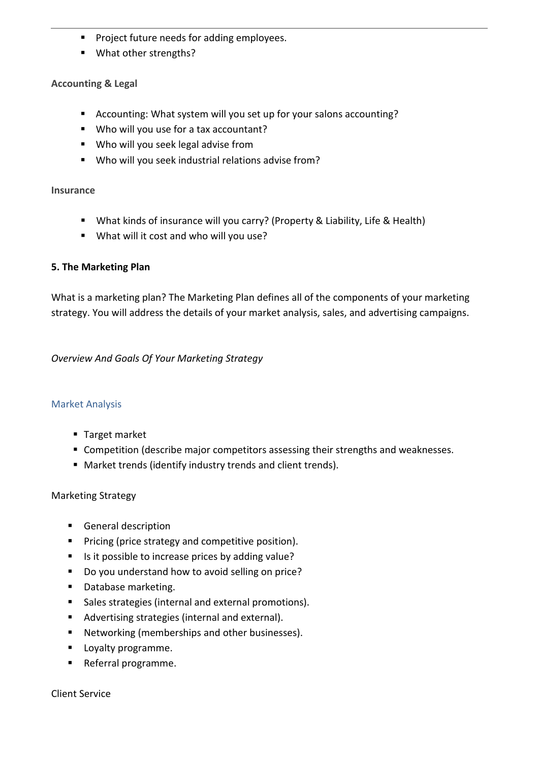- Project future needs for adding employees.
- What other strengths?

**Accounting & Legal**

- Accounting: What system will you set up for your salons accounting?
- Who will you use for a tax accountant?
- Who will you seek legal advise from
- Who will you seek industrial relations advise from?

**Insurance**

- What kinds of insurance will you carry? (Property & Liability, Life & Health)
- What will it cost and who will you use?

## 5. The Marketing Plan

What is a marketing plan? The Marketing Plan defines all of the components of your marketing strategy. You will address the details of your market analysis, sales, and advertising campaigns.

*Overview And Goals Of Your Marketing Strategy*

### Market Analysis

- Target market
- Competition (describe major competitors assessing their strengths and weaknesses.
- Market trends (identify industry trends and client trends).

Marketing Strategy

- General description
- Pricing (price strategy and competitive position).
- Is it possible to increase prices by adding value?
- Do you understand how to avoid selling on price?
- Database marketing.
- Sales strategies (internal and external promotions).
- Advertising strategies (internal and external).
- Networking (memberships and other businesses).
- Loyalty programme.
- Referral programme.

Client Service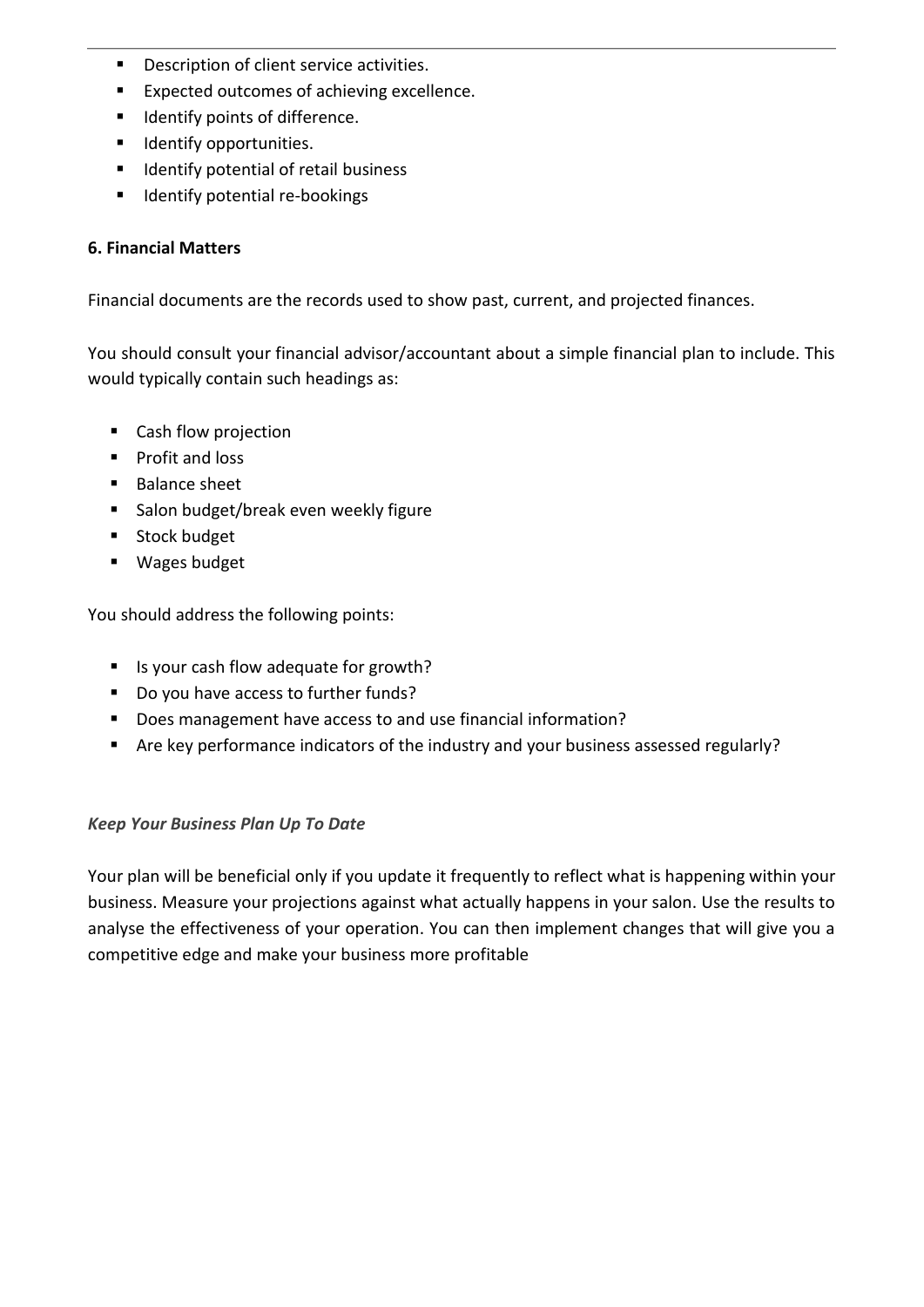- Description of client service activities.
- Expected outcomes of achieving excellence.
- Identify points of difference.
- Identify opportunities.
- Identify potential of retail business
- Identify potential re-bookings

**6. Financial Matters**

Financial documents are the records used to show past, current, and projected finances.

You should consult your financial advisor/accountant about a simple financial plan to include. This would typically contain such headings as:

- Cash flow projection
- Profit and loss
- Balance sheet
- Salon budget/break even weekly figure
- Stock budget
- Wages budget

You should address the following points:

- Is your cash flow adequate for growth?
- Do you have access to further funds?
- Does management have access to and use financial information?
- Are key performance indicators of the industry and your business assessed regularly?

***Keep Your Business Plan Up To Date***

Your plan will be beneficial only if you update it frequently to reflect what is happening within your business. Measure your projections against what actually happens in your salon. Use the results to analyse the effectiveness of your operation. You can then implement changes that will give you a competitive edge and make your business more profitable